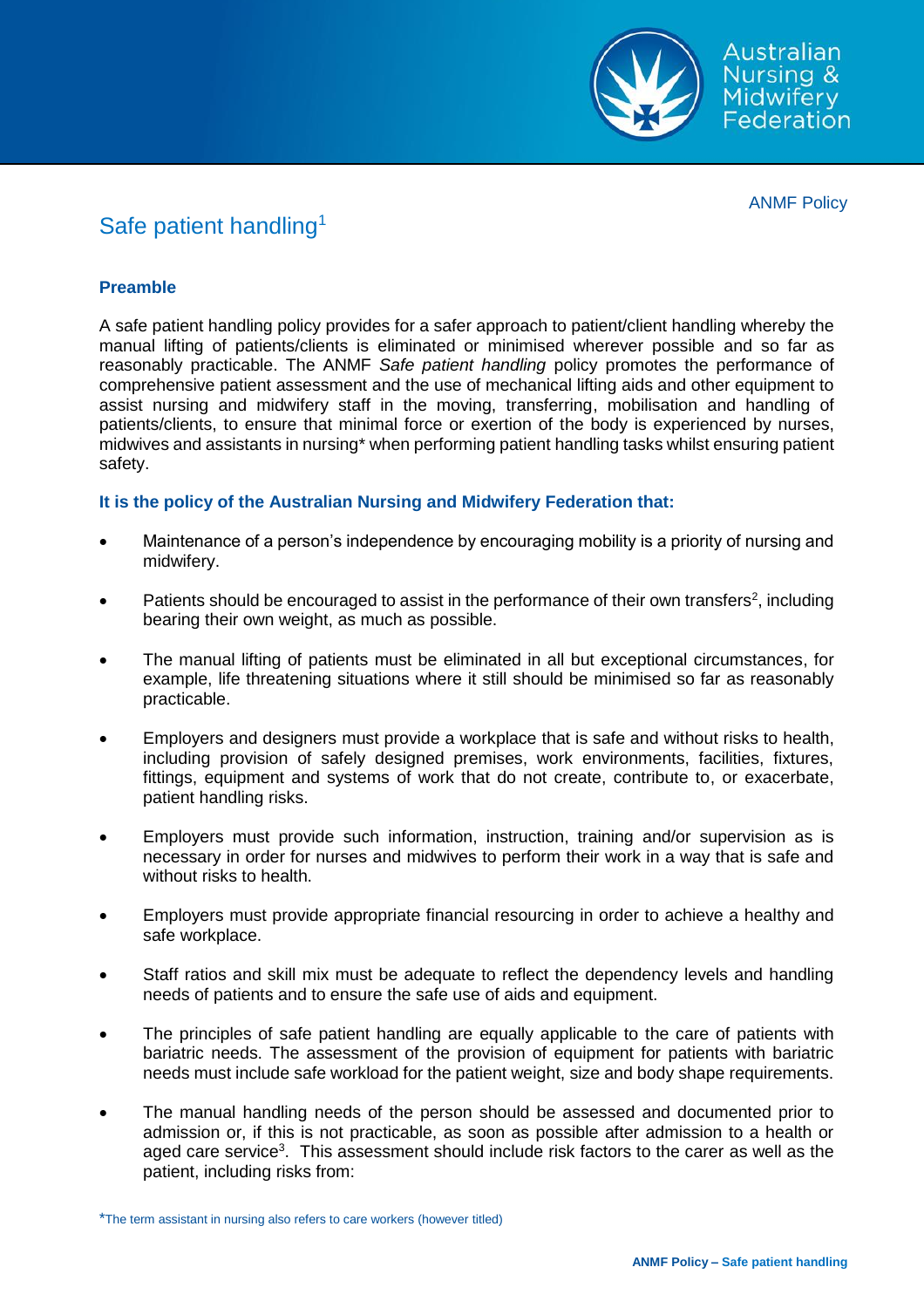ANMF Policy

# Safe patient handling[1]

## Preamble

A safe patient handling policy provides for a safer approach to patient/client handling whereby the manual lifting of patients/clients is eliminated or minimised wherever possible and so far as reasonably practicable. The ANMF *Safe patient handling* policy promotes the performance of comprehensive patient assessment and the use of mechanical lifting aids and other equipment to assist nursing and midwifery staff in the moving, transferring, mobilisation and handling of patients/clients, to ensure that minimal force or exertion of the body is experienced by nurses, midwives and assistants in nursing* when performing patient handling tasks whilst ensuring patient safety.

### It is the policy of the Australian Nursing and Midwifery Federation that:

- Maintenance of a person's independence by encouraging mobility is a priority of nursing and midwifery.
- Patients should be encouraged to assist in the performance of their own transfers[2], including bearing their own weight, as much as possible.
- The manual lifting of patients must be eliminated in all but exceptional circumstances, for example, life threatening situations where it still should be minimised so far as reasonably practicable.
- Employers and designers must provide a workplace that is safe and without risks to health, including provision of safely designed premises, work environments, facilities, fixtures, fittings, equipment and systems of work that do not create, contribute to, or exacerbate, patient handling risks.
- Employers must provide such information, instruction, training and/or supervision as is necessary in order for nurses and midwives to perform their work in a way that is safe and without risks to health.
- Employers must provide appropriate financial resourcing in order to achieve a healthy and safe workplace.
- Staff ratios and skill mix must be adequate to reflect the dependency levels and handling needs of patients and to ensure the safe use of aids and equipment.
- The principles of safe patient handling are equally applicable to the care of patients with bariatric needs. The assessment of the provision of equipment for patients with bariatric needs must include safe workload for the patient weight, size and body shape requirements.
- The manual handling needs of the person should be assessed and documented prior to admission or, if this is not practicable, as soon as possible after admission to a health or aged care service[3]. This assessment should include risk factors to the carer as well as the patient, including risks from:

*The term assistant in nursing also refers to care workers (however titled)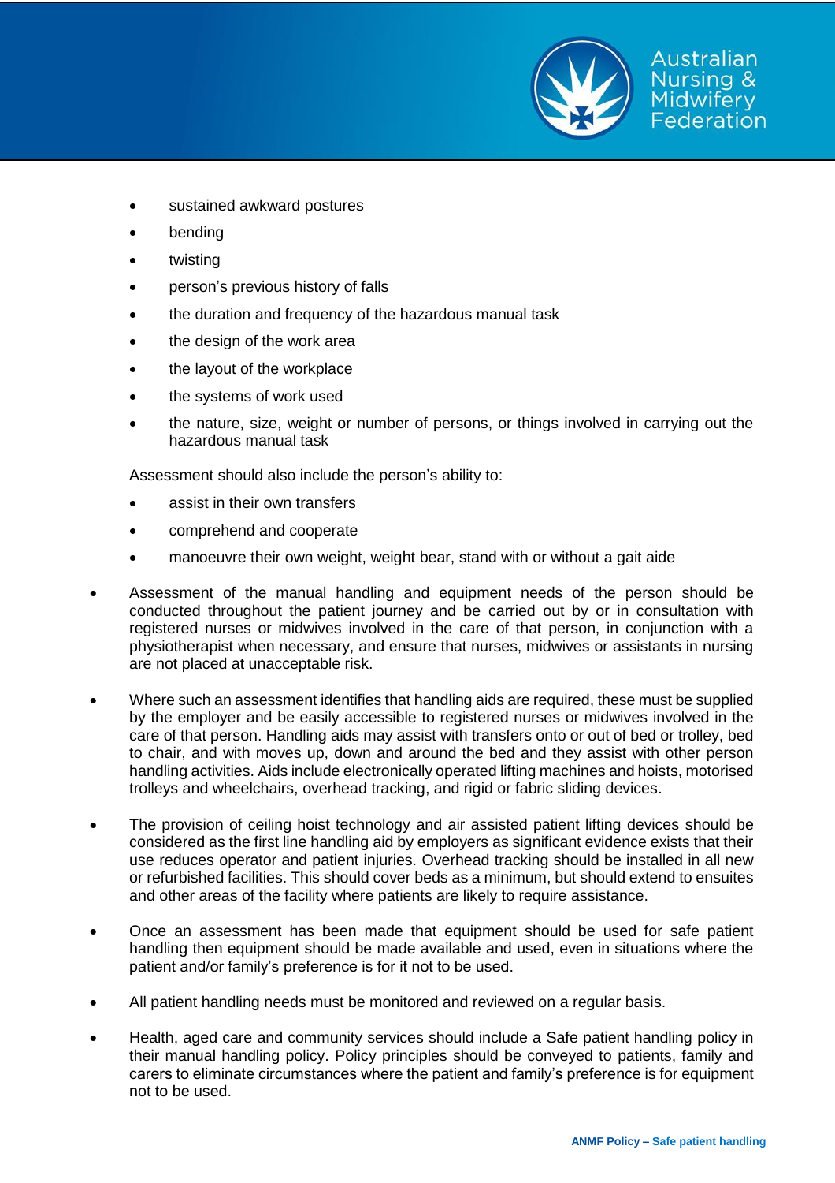- sustained awkward postures
- bending
- twisting
- person's previous history of falls
- the duration and frequency of the hazardous manual task
- the design of the work area
- the layout of the workplace
- the systems of work used
- the nature, size, weight or number of persons, or things involved in carrying out the hazardous manual task

Assessment should also include the person's ability to:

- assist in their own transfers
- comprehend and cooperate
- manoeuvre their own weight, weight bear, stand with or without a gait aide

- Assessment of the manual handling and equipment needs of the person should be conducted throughout the patient journey and be carried out by or in consultation with registered nurses or midwives involved in the care of that person, in conjunction with a physiotherapist when necessary, and ensure that nurses, midwives or assistants in nursing are not placed at unacceptable risk.

- Where such an assessment identifies that handling aids are required, these must be supplied by the employer and be easily accessible to registered nurses or midwives involved in the care of that person. Handling aids may assist with transfers onto or out of bed or trolley, bed to chair, and with moves up, down and around the bed and they assist with other person handling activities. Aids include electronically operated lifting machines and hoists, motorised trolleys and wheelchairs, overhead tracking, and rigid or fabric sliding devices.

- The provision of ceiling hoist technology and air assisted patient lifting devices should be considered as the first line handling aid by employers as significant evidence exists that their use reduces operator and patient injuries. Overhead tracking should be installed in all new or refurbished facilities. This should cover beds as a minimum, but should extend to ensuites and other areas of the facility where patients are likely to require assistance.

- Once an assessment has been made that equipment should be used for safe patient handling then equipment should be made available and used, even in situations where the patient and/or family's preference is for it not to be used.

- All patient handling needs must be monitored and reviewed on a regular basis.

- Health, aged care and community services should include a Safe patient handling policy in their manual handling policy. Policy principles should be conveyed to patients, family and carers to eliminate circumstances where the patient and family's preference is for equipment not to be used.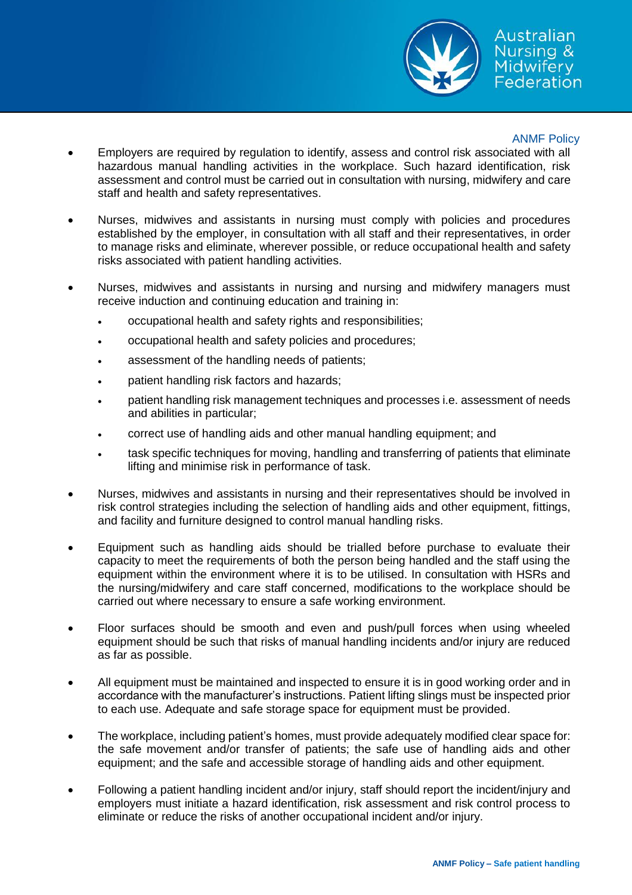- Employers are required by regulation to identify, assess and control risk associated with all hazardous manual handling activities in the workplace. Such hazard identification, risk assessment and control must be carried out in consultation with nursing, midwifery and care staff and health and safety representatives.

- Nurses, midwives and assistants in nursing must comply with policies and procedures established by the employer, in consultation with all staff and their representatives, in order to manage risks and eliminate, wherever possible, or reduce occupational health and safety risks associated with patient handling activities.

- Nurses, midwives and assistants in nursing and nursing and midwifery managers must receive induction and continuing education and training in:
  - occupational health and safety rights and responsibilities;
  - occupational health and safety policies and procedures;
  - assessment of the handling needs of patients;
  - patient handling risk factors and hazards;
  - patient handling risk management techniques and processes i.e. assessment of needs and abilities in particular;
  - correct use of handling aids and other manual handling equipment; and
  - task specific techniques for moving, handling and transferring of patients that eliminate lifting and minimise risk in performance of task.

- Nurses, midwives and assistants in nursing and their representatives should be involved in risk control strategies including the selection of handling aids and other equipment, fittings, and facility and furniture designed to control manual handling risks.

- Equipment such as handling aids should be trialled before purchase to evaluate their capacity to meet the requirements of both the person being handled and the staff using the equipment within the environment where it is to be utilised. In consultation with HSRs and the nursing/midwifery and care staff concerned, modifications to the workplace should be carried out where necessary to ensure a safe working environment.

- Floor surfaces should be smooth and even and push/pull forces when using wheeled equipment should be such that risks of manual handling incidents and/or injury are reduced as far as possible.

- All equipment must be maintained and inspected to ensure it is in good working order and in accordance with the manufacturer's instructions. Patient lifting slings must be inspected prior to each use. Adequate and safe storage space for equipment must be provided.

- The workplace, including patient's homes, must provide adequately modified clear space for: the safe movement and/or transfer of patients; the safe use of handling aids and other equipment; and the safe and accessible storage of handling aids and other equipment.

- Following a patient handling incident and/or injury, staff should report the incident/injury and employers must initiate a hazard identification, risk assessment and risk control process to eliminate or reduce the risks of another occupational incident and/or injury.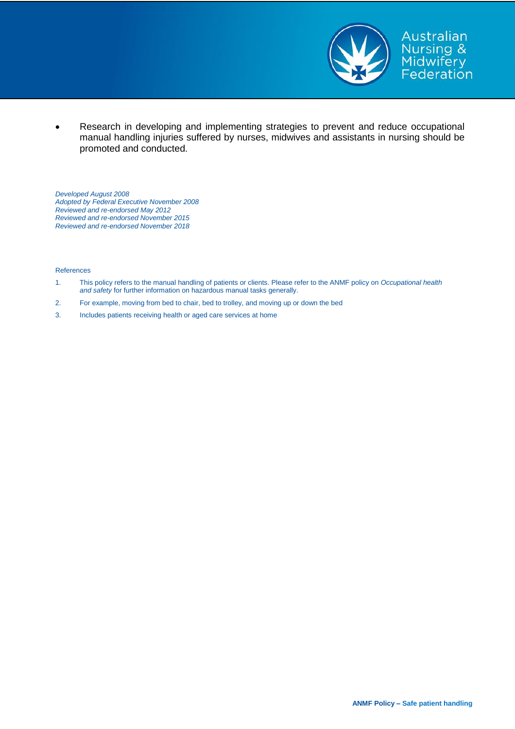- Research in developing and implementing strategies to prevent and reduce occupational manual handling injuries suffered by nurses, midwives and assistants in nursing should be promoted and conducted.

*Developed August 2008*
*Adopted by Federal Executive November 2008*
*Reviewed and re-endorsed May 2012*
*Reviewed and re-endorsed November 2015*
*Reviewed and re-endorsed November 2018*

References

1. This policy refers to the manual handling of patients or clients. Please refer to the ANMF policy on *Occupational health and safety* for further information on hazardous manual tasks generally.
2. For example, moving from bed to chair, bed to trolley, and moving up or down the bed
3. Includes patients receiving health or aged care services at home